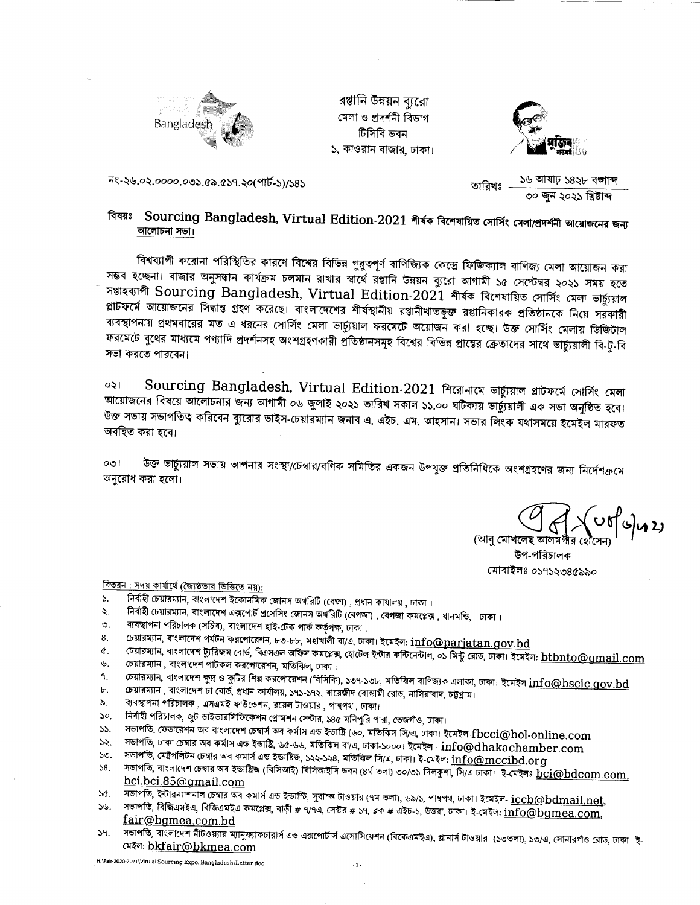রপ্তানি উন্নয়ন ব্যুরো
মেলা ও প্রদর্শনী বিভাগ
টিসিবি ভবন
১, কাওরান বাজার, ঢাকা।

নং-২৬.০২.০০০০.০৩১.৫৯.৫১৭.২০(পার্ট-১)/১৪১

তারিখঃ ১৬ আষাঢ় ১৪২৮ বঙ্গাব্দ
৩০ জুন ২০২১ খ্রিষ্টাব্দ

**বিষয়ঃ Sourcing Bangladesh, Virtual Edition-2021 শীর্ষক বিশেষায়িত সোর্সিং মেলা/প্রদর্শনী আয়োজনের জন্য আলোচনা সভা।**

বিশ্বব্যাপী করোনা পরিস্থিতির কারণে বিশ্বের বিভিন্ন গুরুত্বপূর্ণ বাণিজ্যিক কেন্দ্রে ফিজিক্যাল বাণিজ্য মেলা আয়োজন করা সম্ভব হচ্ছেনা। বাজার অনুসন্ধান কার্যক্রম চলমান রাখার স্বার্থে রপ্তানি উন্নয়ন ব্যুরো আগামী ১৫ সেপ্টেম্বর ২০২১ সময় হতে সপ্তাহব্যাপী Sourcing Bangladesh, Virtual Edition-2021 শীর্ষক বিশেষায়িত সোর্সিং মেলা ভার্চ্যুয়াল প্লাটফর্মে আয়োজনের সিদ্ধান্ত গ্রহণ করেছে। বাংলাদেশের শীর্ষস্থানীয় রপ্তানীখাতভূক্ত রপ্তানিকারক প্রতিষ্ঠানকে নিয়ে সরকারী ব্যবস্থাপনায় প্রথমবারের মত এ ধরনের সোর্সিং মেলা ভার্চ্যুয়াল ফরমেটে অয়োজন করা হচ্ছে। উক্ত সোর্সিং মেলায় ডিজিটাল ফরমেটে বুথের মাধ্যমে পণ্যাদি প্রদর্শনসহ অংশগ্রহণকারী প্রতিষ্ঠানসমূহ বিশ্বের বিভিন্ন প্রান্তের ক্রেতাদের সাথে ভার্চ্যুয়ালী বি-টু-বি সভা করতে পারবেন।

০২। Sourcing Bangladesh, Virtual Edition-2021 শিরোনামে ভার্চ্যুয়াল প্লাটফর্মে সোর্সিং মেলা আয়োজনের বিষয়ে আলোচনার জন্য আগামী ০৬ জুলাই ২০২১ তারিখ সকাল ১১.০০ ঘটিকায় ভার্চ্যুয়ালী এক সভা অনুষ্ঠিত হবে। উক্ত সভায় সভাপতিত্ব করিবেন ব্যুরোর ভাইস-চেয়ারম্যান জনাব এ. এইচ. এম. আহসান। সভার লিংক যথাসময়ে ইমেইল মারফত অবহিত করা হবে।

০৩। উক্ত ভার্চ্যুয়াল সভায় আপনার সংস্থা/চেম্বার/বণিক সমিতির একজন উপযুক্ত প্রতিনিধিকে অংশগ্রহণের জন্য নির্দেশক্রমে অনুরোধ করা হলো।

(আবু মোখলেছ আলমগীর হোসেন)
উপ-পরিচালক
মোবাইলঃ ০১৭১২৩৪৫৯৯০

বিতরন : সদয় কার্যার্থে (জ্যেষ্ঠতার ভিত্তিতে নয়):

১. নির্বাহী চেয়ারম্যান, বাংলাদেশ ইকোনমিক জোনস অথরিটি (বেজা), প্রধান কাযালয়, ঢাকা।
২. নির্বাহী চেয়ারম্যান, বাংলাদেশ এক্সপোর্ট প্রসেসিং জোনস অথরিটি (বেপজা), বেপজা কমপ্লেক্স, ধানমন্ডি, ঢাকা।
৩. ব্যবস্থাপনা পরিচালক (সচিব), বাংলাদেশ হাই-টেক পার্ক কর্তৃপক্ষ, ঢাকা।
৪. চেয়ারম্যান, বাংলাদেশ পর্যটন করপোরেশন, ৮৩-৮৮, মহাখালী বা/এ, ঢাকা। ইমেইল: info@parjatan.gov.bd
৫. চেয়ারম্যান, বাংলাদেশ ট্যুরিজম বোর্ড, বিএসএল অফিস কমপ্লেক্স, হোটেল ইন্টার কন্টিনেন্টাল, ০১ মিন্টু রোড, ঢাকা। ইমেইল: btbnto@gmail.com
৬. চেয়ারম্যান, বাংলাদেশ পাটকল করপোরেশন, মতিঝিল, ঢাকা।
৭. চেয়ারম্যান, বাংলাদেশ ক্ষুদ্র ও কুটির শিল্প করপোরেশন (বিসিকি), ১৩৭-১৩৮, মতিঝিল বাণিজ্যক এলাকা, ঢাকা। ইমেইল info@bscic.gov.bd
৮. চেয়ারম্যান, বাংলাদেশ চা বোর্ড, প্রধান কার্যালয়, ১৭১-১৭২, বায়েজীদ বোস্তামী রোড, নাসিরাবাদ, চট্টগ্রাম।
৯. ব্যবস্থাপনা পরিচালক, এসএমই ফাউন্ডেশন, রয়েল টাওয়ার, পান্থপথ, ঢাকা।
১০. নির্বাহী পরিচালক, জুট ডাইভারসিফিকেশন প্রোমশন সেন্টার, ১৪৫ মনিপুরি পারা, তেজগাঁও, ঢাকা।
১১. সভাপতি, ফেডারেশন অব বাংলাদেশ চেম্বার্স অব কর্মাস এন্ড ইন্ডাষ্ট্রি (৬০, মতিঝিল সি/এ, ঢাকা। ইমেইল-fbcci@bol-online.com
১২. সভাপতি, ঢাকা চেম্বার অব কর্মাস এন্ড ইন্ডাষ্ট্রি, ৬৫-৬৬, মতিঝিল বা/এ, ঢাকা-১০০০। ইমেইল - info@dhakachamber.com
১৩. সভাপতি, মেট্রপলিটন চেম্বার অব কমার্স এন্ড ইন্ডাষ্টিজ, ১২২-১২৪, মতিঝিল সি/এ, ঢাকা। ই-মেইল: info@mccibd.org
১৪. সভাপতি, বাংলাদেশ চেম্বার অব ইন্ডাষ্ট্রিজ (বিসিআই) বিসিআইসি ভবন (৪র্থ তলা) ৩০/৩১ দিলকুশা, সি/এ ঢাকা। ই-মেইলঃ bci@bdcom.com, bci.bci.85@gmail.com
১৫. সভাপতি, ইন্টারন্যাশনাল চেম্বার অব কমার্স এন্ড ইন্ডাস্টি, সুবাস্ত টাওয়ার (৭ম তলা), ৬৯/১, পান্থপথ, ঢাকা। ইমেইল- iccb@bdmail.net,
১৬. সভাপতি, বিজিএমইএ, বিজিএমইএ কমপ্লেক্স, বাড়ী # ৭/৭এ, সেক্টর # ১৭, ব্লক # এইচ-১, উত্তরা, ঢাকা। ই-মেইল: info@bgmea.com, fair@bgmea.com.bd
১৭. সভাপতি, বাংলাদেশ নীটওয়্যার ম্যানুফ্যাকচারার্স এন্ড এক্সপোর্টার্স এসোসিয়েশন (বিকেএমইএ), প্লানার্স টাওয়ার (১৩তলা), ১৩/এ, সোনারগাঁও রোড, ঢাকা। ই-মেইল: bkfair@bkmea.com

H:\Fair-2020-2021\Virtual Sourcing Expo, Bangladesh\Letter.doc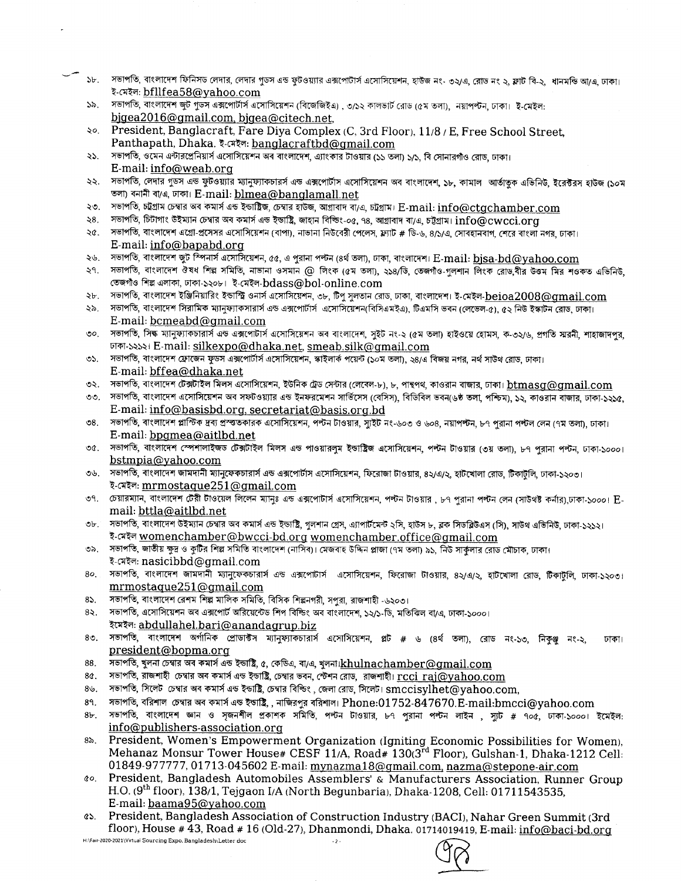১৮. সভাপতি, বাংলাদেশ ফিনিসড লেদার, লেদার গুডস এন্ড ফুটওয়্যার এক্সপোর্টার্স এসোসিয়েশন, হাউজ নং- ৩২/এ, রোড নং ২, ফ্ল্যাট বি-২, ধানমন্ডি আ/এ, ঢাকা। ই-মেইল: bfllfea58@yahoo.com

১৯. সভাপতি, বাংলাদেশ জুট গুডস এক্সপোর্টার্স এসোসিয়েশন (বিজেজিইএ) , ৩/১২ কালভার্ট রোড (৫ম তলা), নয়াপল্টন, ঢাকা। ই-মেইল: bjgea2016@gmail.com, bjgea@citech.net,

২০. President, Banglacraft, Fare Diya Complex (C, 3rd Floor), 11/8 / E, Free School Street, Panthapath, Dhaka. ই-মেইল: banglacraftbd@gmail.com

২১. সভাপতি, ওমেন এন্টারপ্রেনিয়ার্স এসোসিয়েশন অব বাংলাদেশ, এ্যাংকার টাওয়ার (১১ তলা) ১/১, বি সোনারগাঁও রোড, ঢাকা। E-mail: info@weab.org

২২. সভাপতি, লেদার গুডস এন্ড ফুটওয়্যার ম্যানুফ্যাকচারার্স এন্ড এক্সপোর্টাস এসোসিয়েশন অব বাংলাদেশ, ১৮, কামাল আর্তাতুক এভিনিউ, ইরেক্টরস হাউজ (১০ম তলা) বনানী বা/এ, ঢাকা। E-mail: blmea@banglamall.net

২৩. সভাপতি, চট্টগ্রাম চেম্বার অব কমার্স এন্ড ইন্ডাষ্ট্রিজ, চেম্বার হাউজ, আগ্রাবাদ বা/এ, চট্টগ্রাম। E-mail: info@ctgchamber.com

২৪. সভাপতি, চিটাগাং উইম্যান চেম্বার অব কমার্স এন্ড ইন্ডাষ্ট্রি, জাহান বিল্ডিং-০৫, ৭৪, আগ্রাবাদ বা/এ, চট্টগ্রাম। info@cwcci.org

২৫. সভাপতি, বাংলাদেশ এগ্রো-প্রসেসর এসোসিয়েশন (বাপা), নাভানা নিউবেরী পেলেস, ফ্লাট # ডি-৬, ৪/১/এ, সোবহানবাগ, শেরে বাংলা নগর, ঢাকা। E-mail: info@bapabd.org

২৬. সভাপতি, বাংলাদেশ জুট স্পিনার্স এসোসিয়েশন, ৫৫, এ পুরানা পল্টন (৪র্থ তলা), ঢাকা, বাংলাদেশ। E-mail: bjsa-bd@yahoo.com

২৭. সভাপতি, বাংলাদেশ ঔষধ শিল্প সমিতি, নাভানা ওসমান @ লিংক (৫ম তলা), ২১৪/ডি, তেজগাঁও-গুলশান লিংক রোড,বীর উত্তম মির শওকত এভিনিউ, তেজগাঁও শিল্প এলাকা, ঢাকা-১২০৮। ই-মেইল-bdass@bol-online.com

২৮. সভাপতি, বাংলাদেশ ইঞ্জিনিয়ারিং ইন্ডাস্ট্রি ওনার্স এসোসিয়েশন, ৩৮, টিপু সুলতান রোড, ঢাকা, বাংলাদেশ। ই-মেইল-beioa2008@gmail.com

২৯. সভাপতি, বাংলাদেশ সিরামিক ম্যানুফ্যাকচারার্স এন্ড এক্সপোর্টার্স এসোসিয়েশন(বিসিএমইএ), টিএমসি ভবন (লেভেল-৫), ৫২ নিউ ইস্কাটন রোড, ঢাকা। E-mail: bcmeabd@gmail.com

৩০. সভাপতি, সিল্ক ম্যানুফ্যাকচারার্স এন্ড এক্সপোর্টার্স এসোসিয়েশন অব বাংলাদেশ, সুইট নং-২ (৫ম তলা) হাইওয়ে হোমস, ক-৩২/৬, প্রগতি স্মরনী, শাহাজাদপুর, ঢাকা-১২১২। E-mail: silkexpo@dhaka.net, smeab.silk@gmail.com

৩১. সভাপতি, বাংলাদেশ ফ্রোজেন ফুডস এক্সপোর্টার্স এসোসিয়েশন, স্কাইলার্ক পয়েন্ট (১০ম তলা), ২৪/এ বিজয় নগর, নর্থ সাউথ রোড, ঢাকা। E-mail: bffea@dhaka.net

৩২. সভাপতি, বাংলাদেশ টেক্সটাইল মিলস এসোসিয়েশন, ইউনিক ট্রেড সেন্টার (লেবেল-৮), ৮, পান্থপথ, কাওরান বাজার, ঢাকা। btmasg@gmail.com

৩৩. সভাপতি, বাংলাদেশ এসোসিয়েশন অব সফটওয়্যার এন্ড ইনফরমেশন সার্ভিসেস (বেসিস), বিডিবিল ভবন(৬ষ্ঠ তলা, পশ্চিম), ১২, কাওরান বাজার, ঢাকা-১২১৫, E-mail: info@basisbd.org, secretariat@basis.org.bd

৩৪. সভাপতি, বাংলাদেশ প্লাস্টিক দ্রব্য প্রস্তুতকারক এসোসিয়েশন, পল্টন টাওয়ার, স্যুইট নং-৬০৩ ও ৬০৪, নয়াপল্টন, ৮৭ পুরানা পল্টল লেন (৭ম তলা), ঢাকা। E-mail: bpgmea@aitlbd.net

৩৫. সভাপতি, বাংলাদেশ স্পেশালাইজড টেক্সটাইল মিলস এন্ড পাওয়ারলুম ইন্ডাষ্ট্রিজ এসোসিয়েশন, পল্টন টাওয়ার (৩য় তলা), ৮৭ পুরানা পল্টন, ঢাকা-১০০০। bstmpia@yahoo.com

৩৬. সভাপতি, বাংলাদেশ জামদানী ম্যানুফেকচারার্স এন্ড এক্সপোর্টার্স এসোসিয়েশন, ফিরোজা টাওয়ার, ৪২/এ/২, হাটখোলা রোড, টিকাটুলি, ঢাকা-১২০৩। ই-মেইল: mrmostaque251@gmail.com

৩৭. চেয়ারম্যান, বাংলাদেশ টেরী টাওয়েল লিলেন ম্যানুঃ এন্ড এক্সপোর্টার্স এসোসিয়েশন, পল্টন টাওয়ার , ৮৭ পুরানা পল্টন লেন (সাউথইষ্ট কর্নার),ঢাকা-১০০০। E-mail: bttla@aitlbd.net

৩৮. সভাপতি, বাংলাদেশ উইম্যান চেম্বার অব কমার্স এন্ড ইন্ডাষ্ট্রি, গুলশান গ্রেস, এ্যাপার্টমেন্ট ২সি, হাউস ৮, ব্লক সিডব্লিউএস (সি), সাউথ এভিনিউ, ঢাকা-১২১২। ই-মেইল womenchamber@bwcci-bd.org womenchamber.office@gmail.com

৩৯. সভাপতি, জাতীয় ক্ষুদ্র ও কুটির শিল্প সমিতি বাংলাদেশ (নাসিব)। মেজবাহ উদ্দিন প্লাজা (৭ম তলা) ৯১, নিউ সার্কুলার রোড মৌচাক, ঢাকা। ই-মেইল: nasicibbd@gmail.com

৪০. সভাপতি, বাংলাদেশ জামদানী ম্যানুফেকচারার্স এন্ড এক্সপোর্টার্স এসোসিয়েশন, ফিরোজা টাওয়ার, ৪২/এ/২, হাটখোলা রোড, টিকাটুলি, ঢাকা-১২০৩। mrmostaque251@gmail.com

৪১. সভাপতি, বাংলাদেশ রেশম শিল্প মালিক সমিতি, বিসিক শিল্পনগরী, সপুরা, রাজশাহী -৬২০৩।

৪২. সভাপতি, এসোসিয়েশন অব এক্সপোর্ট অরিয়েন্টেড শিপ বিল্ডিং অব বাংলাদেশ, ১২/১-ডি, মতিঝিল বা/এ, ঢাকা-১০০০। ইমেইল: abdullahel.bari@anandagrup.biz

৪৩. সভাপতি, বাংলাদেশ অর্গানিক প্রোডাক্টস ম্যানুফ্যাকচারার্স এসোসিয়েশন, প্লট # ৬ (৪র্থ তলা), রোড নং-১৩, নিকুঞ্জ নং-২, ঢাকা। president@bopma.org

৪৪. সভাপতি, খুলনা চেম্বার অব কমার্স এন্ড ইন্ডাষ্ট্রি, ৫, কেডিএ, বা/এ, খুলনা।khulnachamber@gmail.com

৪৫. সভাপতি, রাজশাহী চেম্বার অব কমার্স এন্ড ইন্ডাষ্ট্রি, চেম্বার ভবন, স্টেশন রোড, রাজশাহী। rcci raj@yahoo.com

৪৬. সভাপতি, সিলেট চেম্বার অব কমার্স এন্ড ইন্ডাষ্ট্রি, চেম্বার বিল্ডিং , জেলা রোড, সিলেট। smccisylhet@yahoo.com,

৪৭. সভাপতি, বরিশাল চেম্বার অব কমার্স এন্ড ইন্ডাষ্ট্রি, , নাজিরপুর বরিশাল। Phone:01752-847670.E-mail:bmcci@yahoo.com

৪৮. সভাপতি, বাংলাদেশ জ্ঞান ও সৃজনশীল প্রকাশক সমিতি, পল্টন টাওয়ার, ৮৭ পুরানা পল্টন লাইন , স্যুট # ৭০৫, ঢাকা-১০০০। ইমেইল: info@publishers-association.org

৪৯. President, Women's Empowerment Organization (Igniting Economic Possibilities for Women), Mehanaz Monsur Tower House# CESF 11/A, Road# 130(3rd Floor), Gulshan-1, Dhaka-1212 Cell: 01849-977777, 01713-045602 E-mail: mynazma18@gmail.com, nazma@stepone-air.com

৫০. President, Bangladesh Automobiles Assemblers' & Manufacturers Association, Runner Group H.O. (9th floor), 138/1, Tejgaon I/A (North Begunbaria), Dhaka-1208, Cell: 01711543535, E-mail: baama95@yahoo.com

৫১. President, Bangladesh Association of Construction Industry (BACI), Nahar Green Summit (3rd floor), House # 43, Road # 16 (Old-27), Dhanmondi, Dhaka. 01714019419, E-mail: info@baci-bd.org

H:\Fair-2020-2021\Virtual Sourcing Expo, Bangladesh\Letter.doc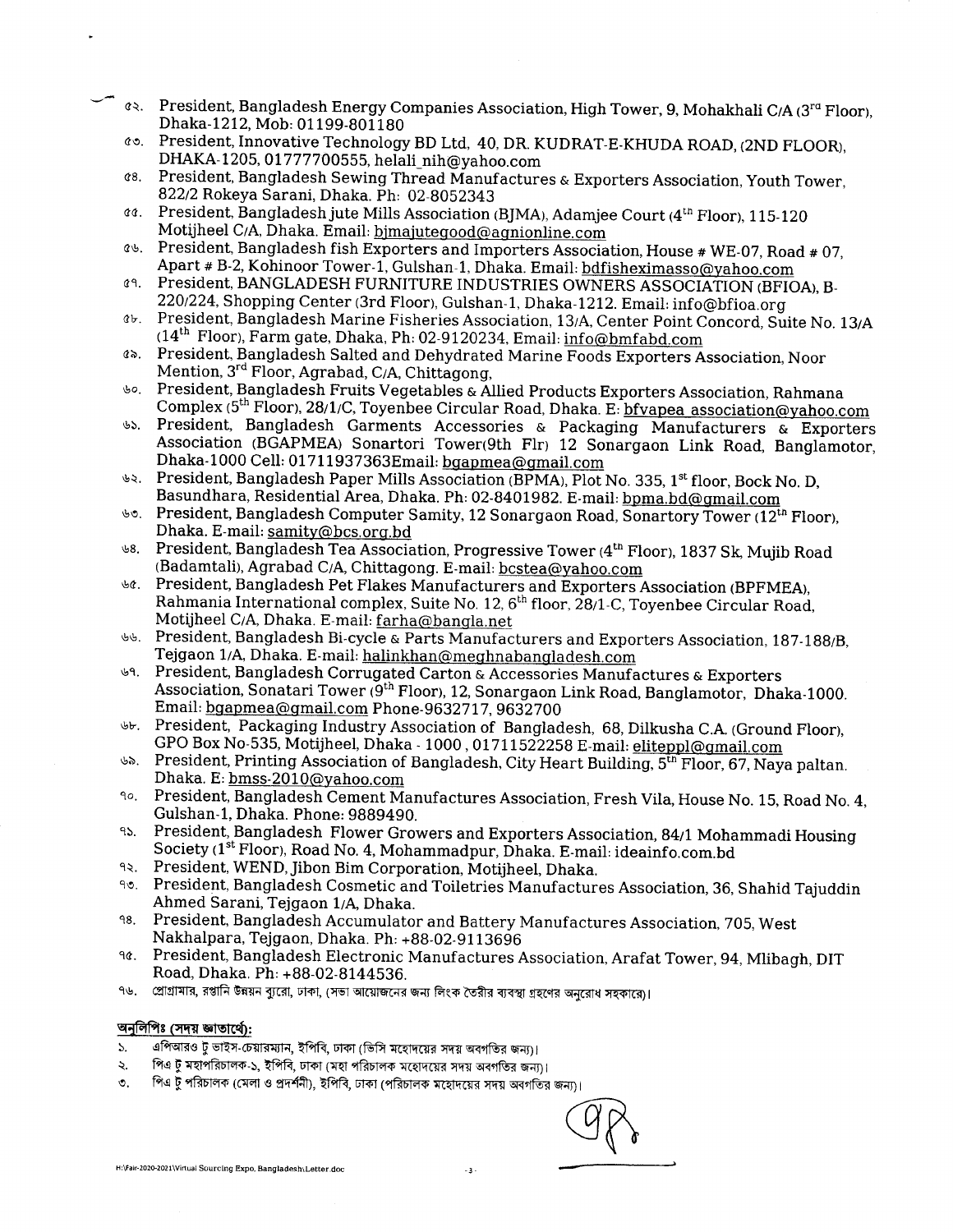৫২. President, Bangladesh Energy Companies Association, High Tower, 9, Mohakhali C/A (3rd Floor), Dhaka-1212, Mob: 01199-801180

৫৩. President, Innovative Technology BD Ltd, 40, DR. KUDRAT-E-KHUDA ROAD, (2ND FLOOR), DHAKA-1205, 01777700555, helali_nih@yahoo.com

৫৪. President, Bangladesh Sewing Thread Manufactures & Exporters Association, Youth Tower, 822/2 Rokeya Sarani, Dhaka. Ph: 02-8052343

৫৫. President, Bangladesh jute Mills Association (BJMA), Adamjee Court (4th Floor), 115-120 Motijheel C/A, Dhaka. Email: bjmajutegood@agnionline.com

৫৬. President, Bangladesh fish Exporters and Importers Association, House # WE-07, Road # 07, Apart # B-2, Kohinoor Tower-1, Gulshan-1, Dhaka. Email: bdfisheximasso@yahoo.com

৫৭. President, BANGLADESH FURNITURE INDUSTRIES OWNERS ASSOCIATION (BFIOA), B-220/224, Shopping Center (3rd Floor), Gulshan-1, Dhaka-1212. Email: info@bfioa.org

৫৮. President, Bangladesh Marine Fisheries Association, 13/A, Center Point Concord, Suite No. 13/A (14th Floor), Farm gate, Dhaka, Ph: 02-9120234, Email: info@bmfabd.com

৫৯. President, Bangladesh Salted and Dehydrated Marine Foods Exporters Association, Noor Mention, 3rd Floor, Agrabad, C/A, Chittagong,

৬০. President, Bangladesh Fruits Vegetables & Allied Products Exporters Association, Rahmana Complex (5th Floor), 28/1/C, Toyenbee Circular Road, Dhaka. E: bfvapea_association@yahoo.com

৬১. President, Bangladesh Garments Accessories & Packaging Manufacturers & Exporters Association (BGAPMEA) Sonartori Tower(9th Flr) 12 Sonargaon Link Road, Banglamotor, Dhaka-1000 Cell: 01711937363Email: bgapmea@gmail.com

৬২. President, Bangladesh Paper Mills Association (BPMA), Plot No. 335, 1st floor, Bock No. D, Basundhara, Residential Area, Dhaka. Ph: 02-8401982. E-mail: bpma.bd@gmail.com

৬৩. President, Bangladesh Computer Samity, 12 Sonargaon Road, Sonartory Tower (12th Floor), Dhaka. E-mail: samity@bcs.org.bd

৬৪. President, Bangladesh Tea Association, Progressive Tower (4th Floor), 1837 Sk, Mujib Road (Badamtali), Agrabad C/A, Chittagong. E-mail: bcstea@yahoo.com

৬৫. President, Bangladesh Pet Flakes Manufacturers and Exporters Association (BPFMEA), Rahmania International complex, Suite No. 12, 6th floor, 28/1-C, Toyenbee Circular Road, Motijheel C/A, Dhaka. E-mail: farha@bangla.net

৬৬. President, Bangladesh Bi-cycle & Parts Manufacturers and Exporters Association, 187-188/B, Tejgaon 1/A, Dhaka. E-mail: halinkhan@meghnabangladesh.com

৬৭. President, Bangladesh Corrugated Carton & Accessories Manufactures & Exporters Association, Sonatari Tower (9th Floor), 12, Sonargaon Link Road, Banglamotor, Dhaka-1000. Email: bgapmea@gmail.com Phone-9632717, 9632700

৬৮. President, Packaging Industry Association of Bangladesh, 68, Dilkusha C.A. (Ground Floor), GPO Box No-535, Motijheel, Dhaka - 1000 , 01711522258 E-mail: eliteppl@gmail.com

৬৯. President, Printing Association of Bangladesh, City Heart Building, 5th Floor, 67, Naya paltan. Dhaka. E: bmss-2010@yahoo.com

৭০. President, Bangladesh Cement Manufactures Association, Fresh Vila, House No. 15, Road No. 4, Gulshan-1, Dhaka. Phone: 9889490.

৭১. President, Bangladesh Flower Growers and Exporters Association, 84/1 Mohammadi Housing Society (1st Floor), Road No. 4, Mohammadpur, Dhaka. E-mail: ideainfo.com.bd

৭২. President, WEND, Jibon Bim Corporation, Motijheel, Dhaka.

৭৩. President, Bangladesh Cosmetic and Toiletries Manufactures Association, 36, Shahid Tajuddin Ahmed Sarani, Tejgaon 1/A, Dhaka.

৭৪. President, Bangladesh Accumulator and Battery Manufactures Association, 705, West Nakhalpara, Tejgaon, Dhaka. Ph: +88-02-9113696

৭৫. President, Bangladesh Electronic Manufactures Association, Arafat Tower, 94, Mlibagh, DIT Road, Dhaka. Ph: +88-02-8144536.

৭৬. প্রোগ্রামার, রপ্তানি উন্নয়ন ব্যুরো, ঢাকা, (সভা আয়োজনের জন্য লিংক তৈরীর ব্যবস্থা গ্রহণের অনুরোধ সহকারে)।

**অনুলিপিঃ (সদয় জ্ঞাতার্থে):**

১. এপিআরও টু ভাইস-চেয়ারম্যান, ইপিবি, ঢাকা (ভিসি মহোদয়ের সদয় অবগতির জন্য)।
২. পিএ টু মহাপরিচালক-১, ইপিবি, ঢাকা (মহা পরিচালক মহোদয়ের সদয় অবগতির জন্য)।
৩. পিএ টু পরিচালক (মেলা ও প্রদর্শনী), ইপিবি, ঢাকা (পরিচালক মহোদয়ের সদয় অবগতির জন্য)।

H:\Fair-2020-2021\Virtual Sourcing Expo, Bangladesh\Letter.doc